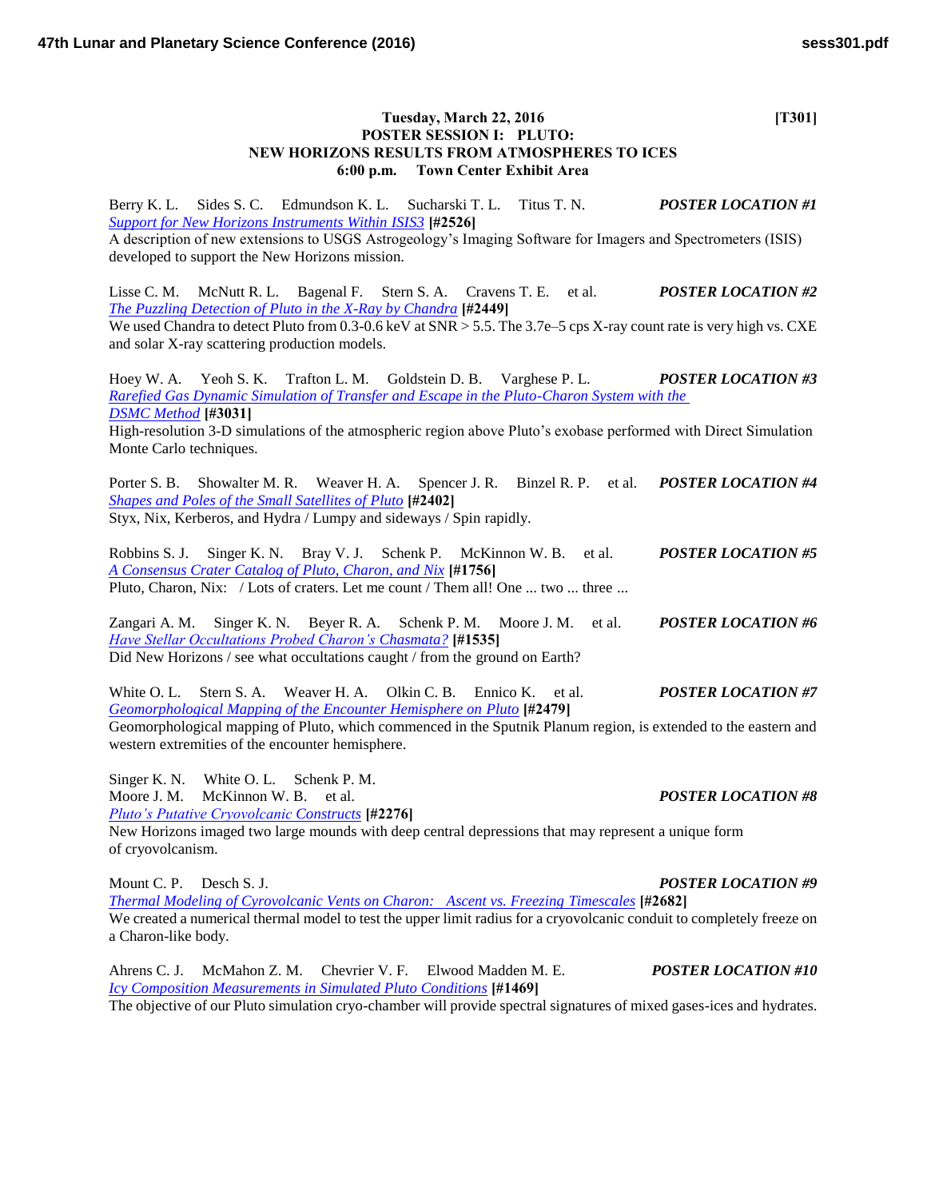**Tuesday, March 22, 2016** **[T301]**

## POSTER SESSION I: PLUTO: NEW HORIZONS RESULTS FROM ATMOSPHERES TO ICES

**6:00 p.m. Town Center Exhibit Area**

Berry K. L. Sides S. C. Edmundson K. L. Sucharski T. L. Titus T. N. ***POSTER LOCATION #1***
*Support for New Horizons Instruments Within ISIS3* **[#2526]**
A description of new extensions to USGS Astrogeology's Imaging Software for Imagers and Spectrometers (ISIS) developed to support the New Horizons mission.

Lisse C. M. McNutt R. L. Bagenal F. Stern S. A. Cravens T. E. et al. ***POSTER LOCATION #2***
*The Puzzling Detection of Pluto in the X-Ray by Chandra* **[#2449]**
We used Chandra to detect Pluto from 0.3-0.6 keV at SNR > 5.5. The 3.7e–5 cps X-ray count rate is very high vs. CXE and solar X-ray scattering production models.

Hoey W. A. Yeoh S. K. Trafton L. M. Goldstein D. B. Varghese P. L. ***POSTER LOCATION #3***
*Rarefied Gas Dynamic Simulation of Transfer and Escape in the Pluto-Charon System with the DSMC Method* **[#3031]**
High-resolution 3-D simulations of the atmospheric region above Pluto's exobase performed with Direct Simulation Monte Carlo techniques.

Porter S. B. Showalter M. R. Weaver H. A. Spencer J. R. Binzel R. P. et al. ***POSTER LOCATION #4***
*Shapes and Poles of the Small Satellites of Pluto* **[#2402]**
Styx, Nix, Kerberos, and Hydra / Lumpy and sideways / Spin rapidly.

Robbins S. J. Singer K. N. Bray V. J. Schenk P. McKinnon W. B. et al. ***POSTER LOCATION #5***
*A Consensus Crater Catalog of Pluto, Charon, and Nix* **[#1756]**
Pluto, Charon, Nix: / Lots of craters. Let me count / Them all! One ... two ... three ...

Zangari A. M. Singer K. N. Beyer R. A. Schenk P. M. Moore J. M. et al. ***POSTER LOCATION #6***
*Have Stellar Occultations Probed Charon's Chasmata?* **[#1535]**
Did New Horizons / see what occultations caught / from the ground on Earth?

White O. L. Stern S. A. Weaver H. A. Olkin C. B. Ennico K. et al. ***POSTER LOCATION #7***
*Geomorphological Mapping of the Encounter Hemisphere on Pluto* **[#2479]**
Geomorphological mapping of Pluto, which commenced in the Sputnik Planum region, is extended to the eastern and western extremities of the encounter hemisphere.

Singer K. N. White O. L. Schenk P. M. Moore J. M. McKinnon W. B. et al. ***POSTER LOCATION #8***
*Pluto's Putative Cryovolcanic Constructs* **[#2276]**
New Horizons imaged two large mounds with deep central depressions that may represent a unique form of cryovolcanism.

Mount C. P. Desch S. J. ***POSTER LOCATION #9***
*Thermal Modeling of Cyrovolcanic Vents on Charon: Ascent vs. Freezing Timescales* **[#2682]**
We created a numerical thermal model to test the upper limit radius for a cryovolcanic conduit to completely freeze on a Charon-like body.

Ahrens C. J. McMahon Z. M. Chevrier V. F. Elwood Madden M. E. ***POSTER LOCATION #10***
*Icy Composition Measurements in Simulated Pluto Conditions* **[#1469]**
The objective of our Pluto simulation cryo-chamber will provide spectral signatures of mixed gases-ices and hydrates.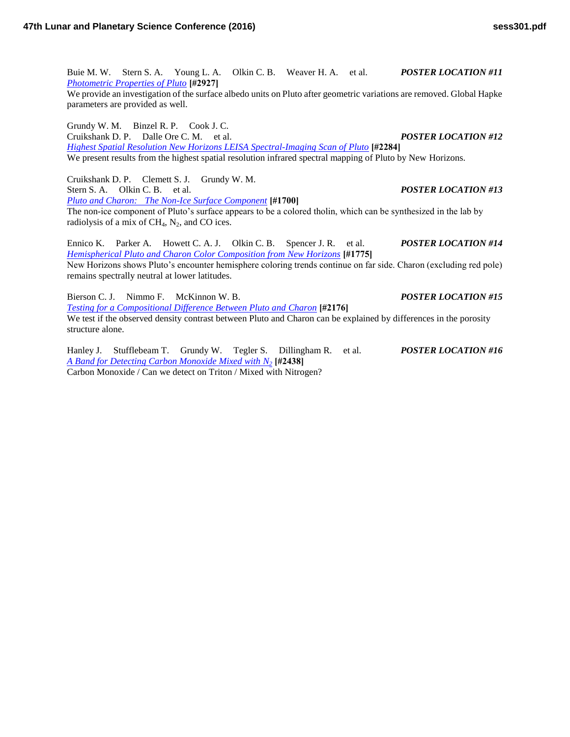Buie M. W.     Stern S. A.     Young L. A.     Olkin C. B.     Weaver H. A.     et al.     ***POSTER LOCATION #11***
*Photometric Properties of Pluto* **[#2927]**
We provide an investigation of the surface albedo units on Pluto after geometric variations are removed. Global Hapke parameters are provided as well.

Grundy W. M.     Binzel R. P.     Cook J. C.
Cruikshank D. P.     Dalle Ore C. M.     et al.     ***POSTER LOCATION #12***
*Highest Spatial Resolution New Horizons LEISA Spectral-Imaging Scan of Pluto* **[#2284]**
We present results from the highest spatial resolution infrared spectral mapping of Pluto by New Horizons.

Cruikshank D. P.     Clemett S. J.     Grundy W. M.
Stern S. A.     Olkin C. B.     et al.     ***POSTER LOCATION #13***
*Pluto and Charon: The Non-Ice Surface Component* **[#1700]**
The non-ice component of Pluto's surface appears to be a colored tholin, which can be synthesized in the lab by radiolysis of a mix of $CH_4$, $N_2$, and CO ices.

Ennico K.     Parker A.     Howett C. A. J.     Olkin C. B.     Spencer J. R.     et al.     ***POSTER LOCATION #14***
*Hemispherical Pluto and Charon Color Composition from New Horizons* **[#1775]**
New Horizons shows Pluto's encounter hemisphere coloring trends continue on far side. Charon (excluding red pole) remains spectrally neutral at lower latitudes.

Bierson C. J.     Nimmo F.     McKinnon W. B.     ***POSTER LOCATION #15***
*Testing for a Compositional Difference Between Pluto and Charon* **[#2176]**
We test if the observed density contrast between Pluto and Charon can be explained by differences in the porosity structure alone.

Hanley J.     Stufflebeam T.     Grundy W.     Tegler S.     Dillingham R.     et al.     ***POSTER LOCATION #16***
*A Band for Detecting Carbon Monoxide Mixed with $N_2$* **[#2438]**
Carbon Monoxide / Can we detect on Triton / Mixed with Nitrogen?